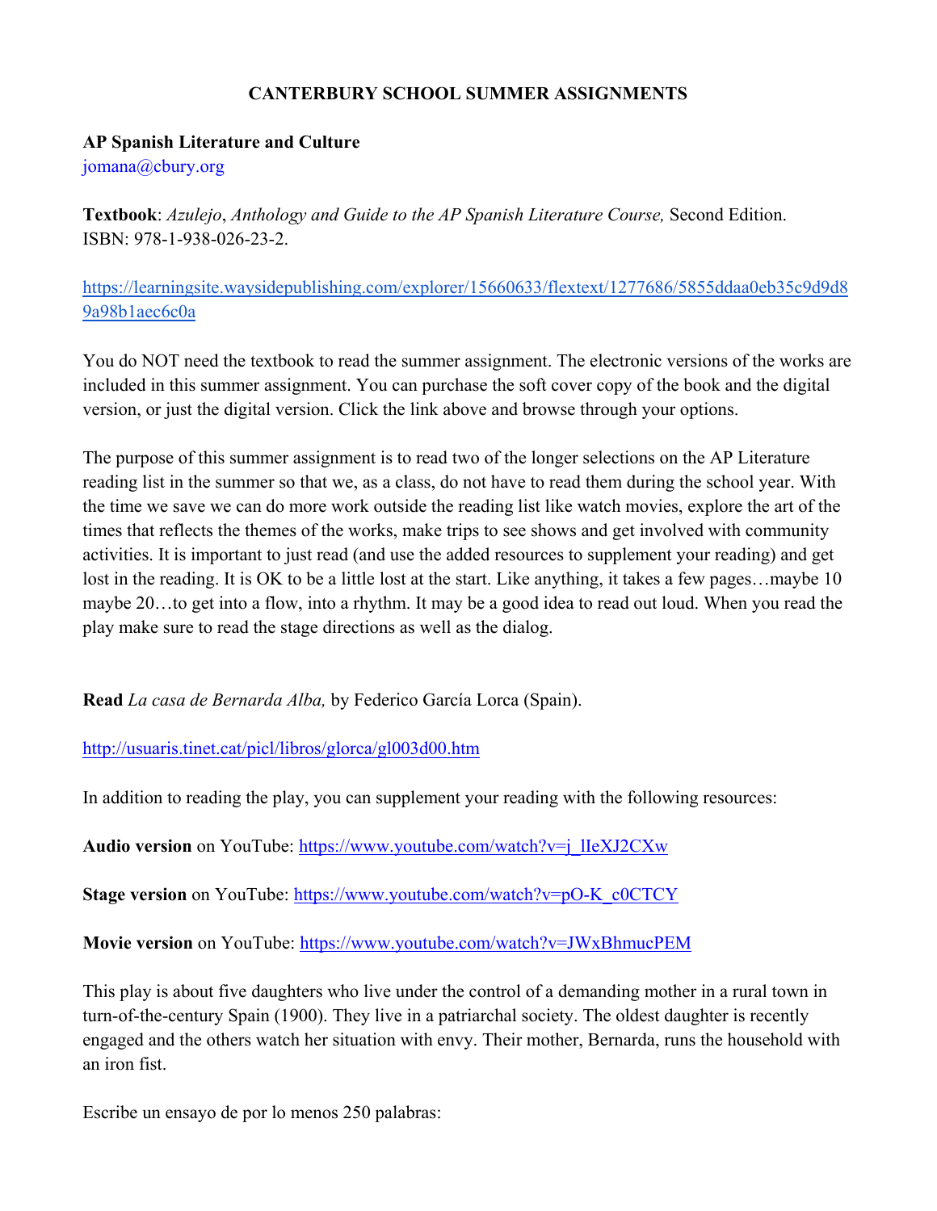# CANTERBURY SCHOOL SUMMER ASSIGNMENTS

**AP Spanish Literature and Culture**
jomana@cbury.org

**Textbook**: *Azulejo*, *Anthology and Guide to the AP Spanish Literature Course,* Second Edition. ISBN: 978-1-938-026-23-2.

https://learningsite.waysidepublishing.com/explorer/15660633/flextext/1277686/5855ddaa0eb35c9d9d89a98b1aec6c0a

You do NOT need the textbook to read the summer assignment. The electronic versions of the works are included in this summer assignment. You can purchase the soft cover copy of the book and the digital version, or just the digital version. Click the link above and browse through your options.

The purpose of this summer assignment is to read two of the longer selections on the AP Literature reading list in the summer so that we, as a class, do not have to read them during the school year. With the time we save we can do more work outside the reading list like watch movies, explore the art of the times that reflects the themes of the works, make trips to see shows and get involved with community activities. It is important to just read (and use the added resources to supplement your reading) and get lost in the reading. It is OK to be a little lost at the start. Like anything, it takes a few pages…maybe 10 maybe 20…to get into a flow, into a rhythm. It may be a good idea to read out loud. When you read the play make sure to read the stage directions as well as the dialog.

**Read** *La casa de Bernarda Alba,* by Federico García Lorca (Spain).

http://usuaris.tinet.cat/picl/libros/glorca/gl003d00.htm

In addition to reading the play, you can supplement your reading with the following resources:

**Audio version** on YouTube: https://www.youtube.com/watch?v=j_lIeXJ2CXw

**Stage version** on YouTube: https://www.youtube.com/watch?v=pO-K_c0CTCY

**Movie version** on YouTube: https://www.youtube.com/watch?v=JWxBhmucPEM

This play is about five daughters who live under the control of a demanding mother in a rural town in turn-of-the-century Spain (1900). They live in a patriarchal society. The oldest daughter is recently engaged and the others watch her situation with envy. Their mother, Bernarda, runs the household with an iron fist.

Escribe un ensayo de por lo menos 250 palabras: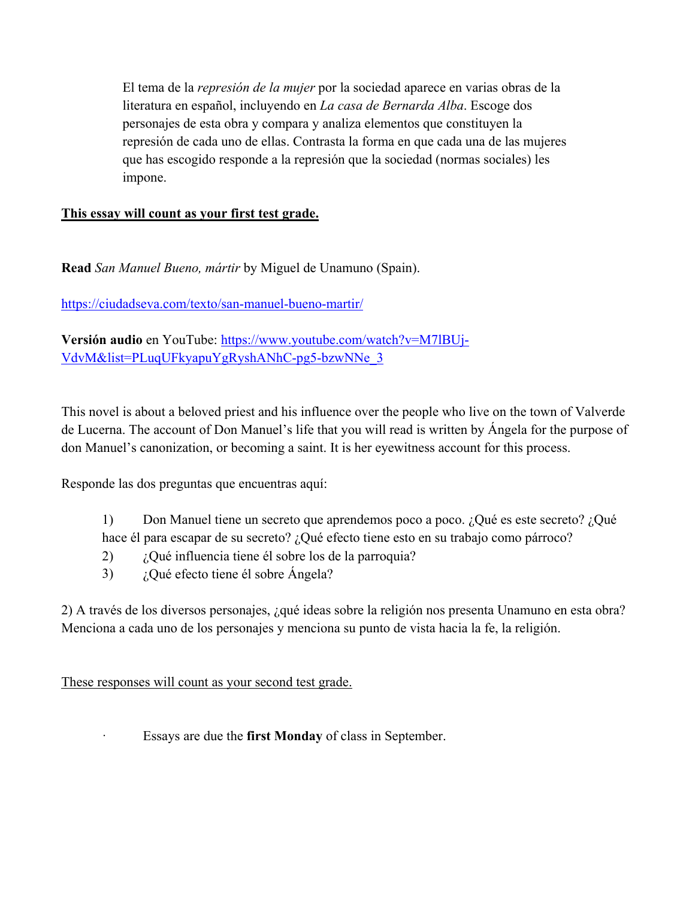El tema de la *represión de la mujer* por la sociedad aparece en varias obras de la literatura en español, incluyendo en *La casa de Bernarda Alba*. Escoge dos personajes de esta obra y compara y analiza elementos que constituyen la represión de cada uno de ellas. Contrasta la forma en que cada una de las mujeres que has escogido responde a la represión que la sociedad (normas sociales) les impone.

<u>**This essay will count as your first test grade.**</u>

**Read** *San Manuel Bueno, mártir* by Miguel de Unamuno (Spain).

[https://ciudadseva.com/texto/san-manuel-bueno-martir/](https://ciudadseva.com/texto/san-manuel-bueno-martir/)

**Versión audio** en YouTube: [https://www.youtube.com/watch?v=M7lBUj-VdvM&list=PLuqUFkyapuYgRyshANhC-pg5-bzwNNe_3](https://www.youtube.com/watch?v=M7lBUj-VdvM&list=PLuqUFkyapuYgRyshANhC-pg5-bzwNNe_3)

This novel is about a beloved priest and his influence over the people who live on the town of Valverde de Lucerna. The account of Don Manuel's life that you will read is written by Ángela for the purpose of don Manuel's canonization, or becoming a saint. It is her eyewitness account for this process.

Responde las dos preguntas que encuentras aquí:

1) Don Manuel tiene un secreto que aprendemos poco a poco. ¿Qué es este secreto? ¿Qué hace él para escapar de su secreto? ¿Qué efecto tiene esto en su trabajo como párroco?
2) ¿Qué influencia tiene él sobre los de la parroquia?
3) ¿Qué efecto tiene él sobre Ángela?

2) A través de los diversos personajes, ¿qué ideas sobre la religión nos presenta Unamuno en esta obra? Menciona a cada uno de los personajes y menciona su punto de vista hacia la fe, la religión.

<u>These responses will count as your second test grade.</u>

- Essays are due the **first Monday** of class in September.